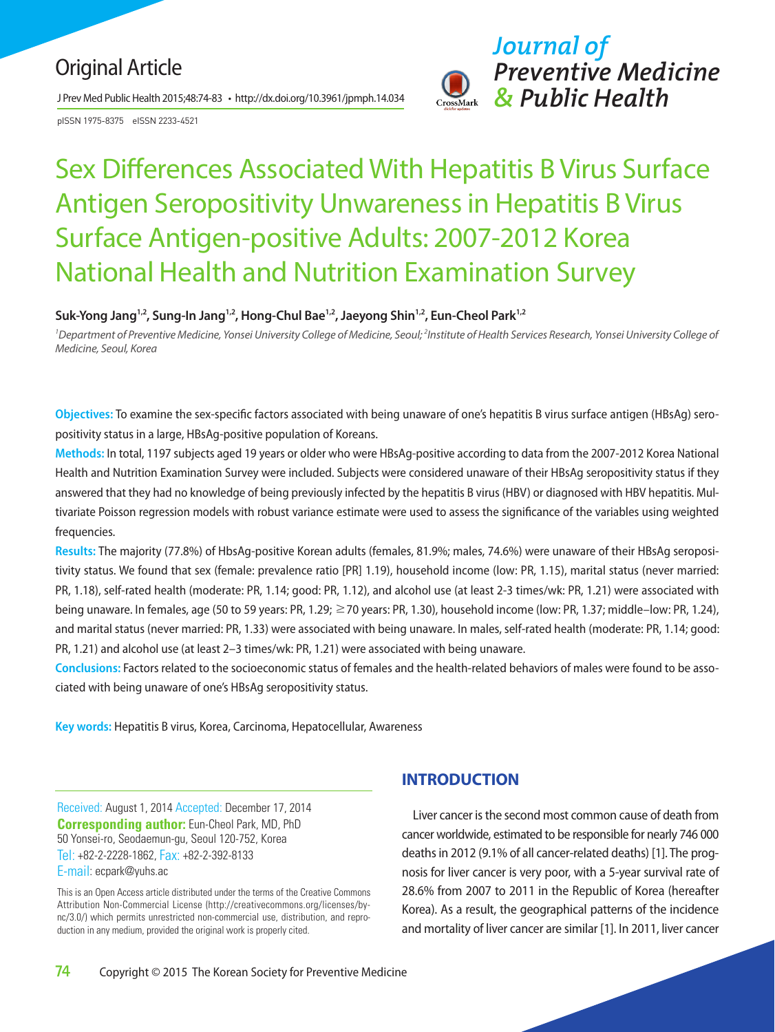Original Article

# Sex Differences Associated With Hepatitis B Virus Surface Antigen Seropositivity Unwareness in Hepatitis B Virus Surface Antigen-positive Adults: 2007-2012 Korea National Health and Nutrition Examination Survey

**Suk-Yong Jang[1,2], Sung-In Jang[1,2], Hong-Chul Bae[1,2], Jaeyong Shin[1,2], Eun-Cheol Park[1,2]**

*[1]Department of Preventive Medicine, Yonsei University College of Medicine, Seoul; [2]Institute of Health Services Research, Yonsei University College of Medicine, Seoul, Korea*

**Objectives:** To examine the sex-specific factors associated with being unaware of one's hepatitis B virus surface antigen (HBsAg) seropositivity status in a large, HBsAg-positive population of Koreans.

**Methods:** In total, 1197 subjects aged 19 years or older who were HBsAg-positive according to data from the 2007-2012 Korea National Health and Nutrition Examination Survey were included. Subjects were considered unaware of their HBsAg seropositivity status if they answered that they had no knowledge of being previously infected by the hepatitis B virus (HBV) or diagnosed with HBV hepatitis. Multivariate Poisson regression models with robust variance estimate were used to assess the significance of the variables using weighted frequencies.

**Results:** The majority (77.8%) of HbsAg-positive Korean adults (females, 81.9%; males, 74.6%) were unaware of their HBsAg seropositivity status. We found that sex (female: prevalence ratio [PR] 1.19), household income (low: PR, 1.15), marital status (never married: PR, 1.18), self-rated health (moderate: PR, 1.14; good: PR, 1.12), and alcohol use (at least 2-3 times/wk: PR, 1.21) were associated with being unaware. In females, age (50 to 59 years: PR, 1.29; ≥70 years: PR, 1.30), household income (low: PR, 1.37; middle–low: PR, 1.24), and marital status (never married: PR, 1.33) were associated with being unaware. In males, self-rated health (moderate: PR, 1.14; good: PR, 1.21) and alcohol use (at least 2–3 times/wk: PR, 1.21) were associated with being unaware.

**Conclusions:** Factors related to the socioeconomic status of females and the health-related behaviors of males were found to be associated with being unaware of one's HBsAg seropositivity status.

**Key words:** Hepatitis B virus, Korea, Carcinoma, Hepatocellular, Awareness

Received: August 1, 2014 Accepted: December 17, 2014
**Corresponding author:** Eun-Cheol Park, MD, PhD
50 Yonsei-ro, Seodaemun-gu, Seoul 120-752, Korea
Tel: +82-2-2228-1862, Fax: +82-2-392-8133
E-mail: ecpark@yuhs.ac

This is an Open Access article distributed under the terms of the Creative Commons Attribution Non-Commercial License (http://creativecommons.org/licenses/by-nc/3.0/) which permits unrestricted non-commercial use, distribution, and reproduction in any medium, provided the original work is properly cited.

## INTRODUCTION

Liver cancer is the second most common cause of death from cancer worldwide, estimated to be responsible for nearly 746 000 deaths in 2012 (9.1% of all cancer-related deaths) [1]. The prognosis for liver cancer is very poor, with a 5-year survival rate of 28.6% from 2007 to 2011 in the Republic of Korea (hereafter Korea). As a result, the geographical patterns of the incidence and mortality of liver cancer are similar [1]. In 2011, liver cancer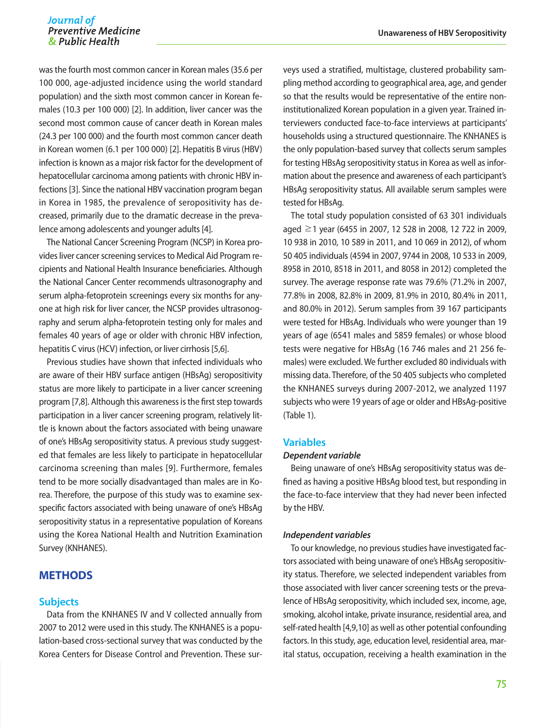was the fourth most common cancer in Korean males (35.6 per 100 000, age-adjusted incidence using the world standard population) and the sixth most common cancer in Korean females (10.3 per 100 000) [2]. In addition, liver cancer was the second most common cause of cancer death in Korean males (24.3 per 100 000) and the fourth most common cancer death in Korean women (6.1 per 100 000) [2]. Hepatitis B virus (HBV) infection is known as a major risk factor for the development of hepatocellular carcinoma among patients with chronic HBV infections [3]. Since the national HBV vaccination program began in Korea in 1985, the prevalence of seropositivity has decreased, primarily due to the dramatic decrease in the prevalence among adolescents and younger adults [4].

The National Cancer Screening Program (NCSP) in Korea provides liver cancer screening services to Medical Aid Program recipients and National Health Insurance beneficiaries. Although the National Cancer Center recommends ultrasonography and serum alpha-fetoprotein screenings every six months for anyone at high risk for liver cancer, the NCSP provides ultrasonography and serum alpha-fetoprotein testing only for males and females 40 years of age or older with chronic HBV infection, hepatitis C virus (HCV) infection, or liver cirrhosis [5,6].

Previous studies have shown that infected individuals who are aware of their HBV surface antigen (HBsAg) seropositivity status are more likely to participate in a liver cancer screening program [7,8]. Although this awareness is the first step towards participation in a liver cancer screening program, relatively little is known about the factors associated with being unaware of one's HBsAg seropositivity status. A previous study suggested that females are less likely to participate in hepatocellular carcinoma screening than males [9]. Furthermore, females tend to be more socially disadvantaged than males are in Korea. Therefore, the purpose of this study was to examine sex-specific factors associated with being unaware of one's HBsAg seropositivity status in a representative population of Koreans using the Korea National Health and Nutrition Examination Survey (KNHANES).

## METHODS

### Subjects

Data from the KNHANES IV and V collected annually from 2007 to 2012 were used in this study. The KNHANES is a population-based cross-sectional survey that was conducted by the Korea Centers for Disease Control and Prevention. These surveys used a stratified, multistage, clustered probability sampling method according to geographical area, age, and gender so that the results would be representative of the entire non-institutionalized Korean population in a given year. Trained interviewers conducted face-to-face interviews at participants' households using a structured questionnaire. The KNHANES is the only population-based survey that collects serum samples for testing HBsAg seropositivity status in Korea as well as information about the presence and awareness of each participant's HBsAg seropositivity status. All available serum samples were tested for HBsAg.

The total study population consisted of 63 301 individuals aged ≥1 year (6455 in 2007, 12 528 in 2008, 12 722 in 2009, 10 938 in 2010, 10 589 in 2011, and 10 069 in 2012), of whom 50 405 individuals (4594 in 2007, 9744 in 2008, 10 533 in 2009, 8958 in 2010, 8518 in 2011, and 8058 in 2012) completed the survey. The average response rate was 79.6% (71.2% in 2007, 77.8% in 2008, 82.8% in 2009, 81.9% in 2010, 80.4% in 2011, and 80.0% in 2012). Serum samples from 39 167 participants were tested for HBsAg. Individuals who were younger than 19 years of age (6541 males and 5859 females) or whose blood tests were negative for HBsAg (16 746 males and 21 256 females) were excluded. We further excluded 80 individuals with missing data. Therefore, of the 50 405 subjects who completed the KNHANES surveys during 2007-2012, we analyzed 1197 subjects who were 19 years of age or older and HBsAg-positive (Table 1).

### Variables

#### *Dependent variable*

Being unaware of one's HBsAg seropositivity status was defined as having a positive HBsAg blood test, but responding in the face-to-face interview that they had never been infected by the HBV.

#### *Independent variables*

To our knowledge, no previous studies have investigated factors associated with being unaware of one's HBsAg seropositivity status. Therefore, we selected independent variables from those associated with liver cancer screening tests or the prevalence of HBsAg seropositivity, which included sex, income, age, smoking, alcohol intake, private insurance, residential area, and self-rated health [4,9,10] as well as other potential confounding factors. In this study, age, education level, residential area, marital status, occupation, receiving a health examination in the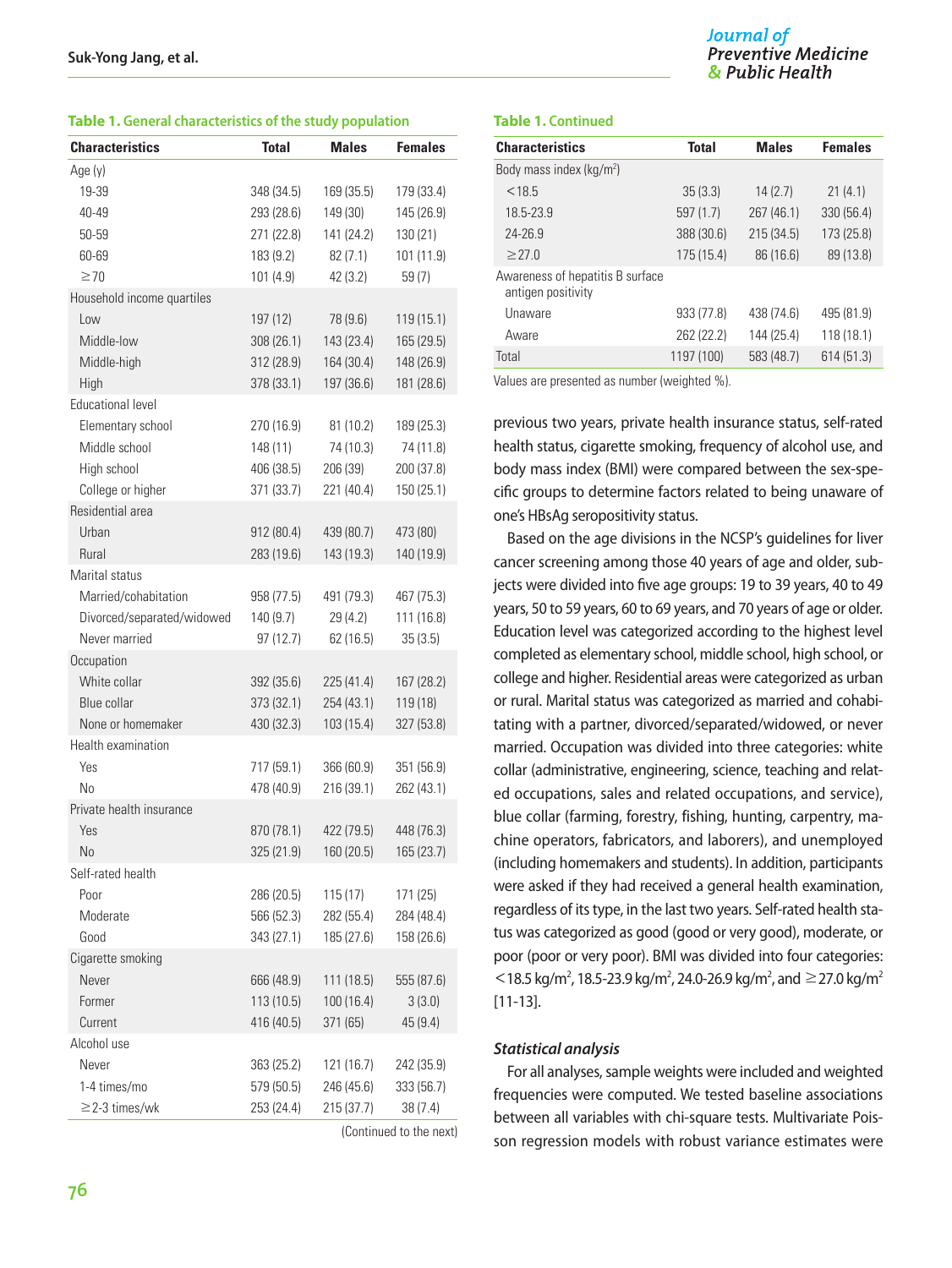**Table 1.** General characteristics of the study population

| Characteristics | Total | Males | Females |
|---|---|---|---|
| Age (y) | | | |
| 19-39 | 348 (34.5) | 169 (35.5) | 179 (33.4) |
| 40-49 | 293 (28.6) | 149 (30) | 145 (26.9) |
| 50-59 | 271 (22.8) | 141 (24.2) | 130 (21) |
| 60-69 | 183 (9.2) | 82 (7.1) | 101 (11.9) |
| ≥70 | 101 (4.9) | 42 (3.2) | 59 (7) |
| Household income quartiles | | | |
| Low | 197 (12) | 78 (9.6) | 119 (15.1) |
| Middle-low | 308 (26.1) | 143 (23.4) | 165 (29.5) |
| Middle-high | 312 (28.9) | 164 (30.4) | 148 (26.9) |
| High | 378 (33.1) | 197 (36.6) | 181 (28.6) |
| Educational level | | | |
| Elementary school | 270 (16.9) | 81 (10.2) | 189 (25.3) |
| Middle school | 148 (11) | 74 (10.3) | 74 (11.8) |
| High school | 406 (38.5) | 206 (39) | 200 (37.8) |
| College or higher | 371 (33.7) | 221 (40.4) | 150 (25.1) |
| Residential area | | | |
| Urban | 912 (80.4) | 439 (80.7) | 473 (80) |
| Rural | 283 (19.6) | 143 (19.3) | 140 (19.9) |
| Marital status | | | |
| Married/cohabitation | 958 (77.5) | 491 (79.3) | 467 (75.3) |
| Divorced/separated/widowed | 140 (9.7) | 29 (4.2) | 111 (16.8) |
| Never married | 97 (12.7) | 62 (16.5) | 35 (3.5) |
| Occupation | | | |
| White collar | 392 (35.6) | 225 (41.4) | 167 (28.2) |
| Blue collar | 373 (32.1) | 254 (43.1) | 119 (18) |
| None or homemaker | 430 (32.3) | 103 (15.4) | 327 (53.8) |
| Health examination | | | |
| Yes | 717 (59.1) | 366 (60.9) | 351 (56.9) |
| No | 478 (40.9) | 216 (39.1) | 262 (43.1) |
| Private health insurance | | | |
| Yes | 870 (78.1) | 422 (79.5) | 448 (76.3) |
| No | 325 (21.9) | 160 (20.5) | 165 (23.7) |
| Self-rated health | | | |
| Poor | 286 (20.5) | 115 (17) | 171 (25) |
| Moderate | 566 (52.3) | 282 (55.4) | 284 (48.4) |
| Good | 343 (27.1) | 185 (27.6) | 158 (26.6) |
| Cigarette smoking | | | |
| Never | 666 (48.9) | 111 (18.5) | 555 (87.6) |
| Former | 113 (10.5) | 100 (16.4) | 3 (3.0) |
| Current | 416 (40.5) | 371 (65) | 45 (9.4) |
| Alcohol use | | | |
| Never | 363 (25.2) | 121 (16.7) | 242 (35.9) |
| 1-4 times/mo | 579 (50.5) | 246 (45.6) | 333 (56.7) |
| ≥2-3 times/wk | 253 (24.4) | 215 (37.7) | 38 (7.4) |
| Body mass index (kg/m²) | | | |
| <18.5 | 35 (3.3) | 14 (2.7) | 21 (4.1) |
| 18.5-23.9 | 597 (1.7) | 267 (46.1) | 330 (56.4) |
| 24-26.9 | 388 (30.6) | 215 (34.5) | 173 (25.8) |
| ≥27.0 | 175 (15.4) | 86 (16.6) | 89 (13.8) |
| Awareness of hepatitis B surface antigen positivity | | | |
| Unaware | 933 (77.8) | 438 (74.6) | 495 (81.9) |
| Aware | 262 (22.2) | 144 (25.4) | 118 (18.1) |
| Total | 1197 (100) | 583 (48.7) | 614 (51.3) |

Values are presented as number (weighted %).

previous two years, private health insurance status, self-rated health status, cigarette smoking, frequency of alcohol use, and body mass index (BMI) were compared between the sex-specific groups to determine factors related to being unaware of one's HBsAg seropositivity status.

Based on the age divisions in the NCSP's guidelines for liver cancer screening among those 40 years of age and older, subjects were divided into five age groups: 19 to 39 years, 40 to 49 years, 50 to 59 years, 60 to 69 years, and 70 years of age or older. Education level was categorized according to the highest level completed as elementary school, middle school, high school, or college and higher. Residential areas were categorized as urban or rural. Marital status was categorized as married and cohabitating with a partner, divorced/separated/widowed, or never married. Occupation was divided into three categories: white collar (administrative, engineering, science, teaching and related occupations, sales and related occupations, and service), blue collar (farming, forestry, fishing, hunting, carpentry, machine operators, fabricators, and laborers), and unemployed (including homemakers and students). In addition, participants were asked if they had received a general health examination, regardless of its type, in the last two years. Self-rated health status was categorized as good (good or very good), moderate, or poor (poor or very poor). BMI was divided into four categories: <18.5 kg/m², 18.5-23.9 kg/m², 24.0-26.9 kg/m², and ≥27.0 kg/m² [11-13].

### *Statistical analysis*

For all analyses, sample weights were included and weighted frequencies were computed. We tested baseline associations between all variables with chi-square tests. Multivariate Poisson regression models with robust variance estimates were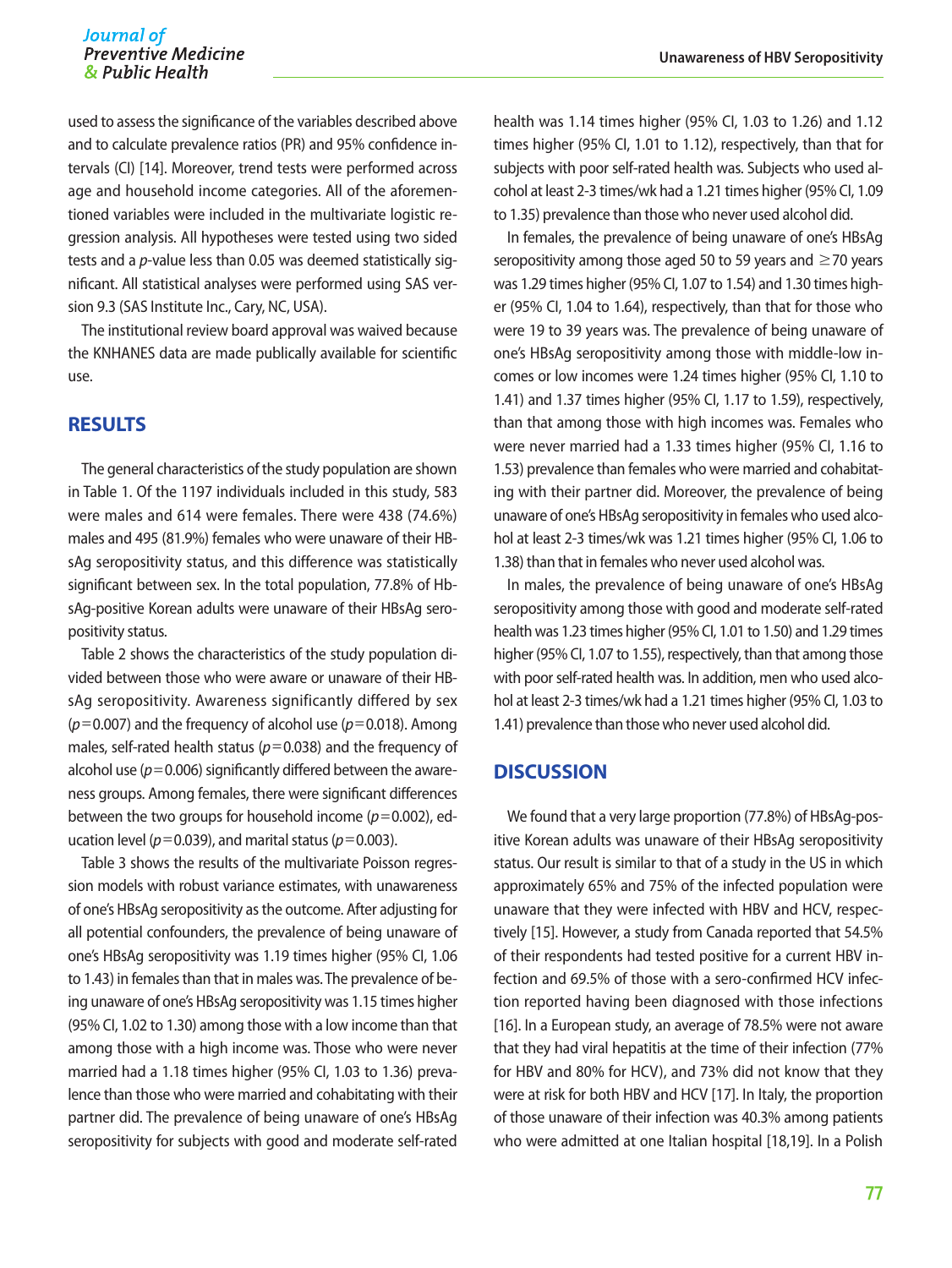used to assess the significance of the variables described above and to calculate prevalence ratios (PR) and 95% confidence intervals (CI) [14]. Moreover, trend tests were performed across age and household income categories. All of the aforementioned variables were included in the multivariate logistic regression analysis. All hypotheses were tested using two sided tests and a *p*-value less than 0.05 was deemed statistically significant. All statistical analyses were performed using SAS version 9.3 (SAS Institute Inc., Cary, NC, USA).

The institutional review board approval was waived because the KNHANES data are made publically available for scientific use.

## RESULTS

The general characteristics of the study population are shown in Table 1. Of the 1197 individuals included in this study, 583 were males and 614 were females. There were 438 (74.6%) males and 495 (81.9%) females who were unaware of their HBsAg seropositivity status, and this difference was statistically significant between sex. In the total population, 77.8% of HbsAg-positive Korean adults were unaware of their HBsAg seropositivity status.

Table 2 shows the characteristics of the study population divided between those who were aware or unaware of their HBsAg seropositivity. Awareness significantly differed by sex ($p=0.007$) and the frequency of alcohol use ($p=0.018$). Among males, self-rated health status ($p=0.038$) and the frequency of alcohol use ($p=0.006$) significantly differed between the awareness groups. Among females, there were significant differences between the two groups for household income ($p=0.002$), education level ($p=0.039$), and marital status ($p=0.003$).

Table 3 shows the results of the multivariate Poisson regression models with robust variance estimates, with unawareness of one's HBsAg seropositivity as the outcome. After adjusting for all potential confounders, the prevalence of being unaware of one's HBsAg seropositivity was 1.19 times higher (95% CI, 1.06 to 1.43) in females than that in males was. The prevalence of being unaware of one's HBsAg seropositivity was 1.15 times higher (95% CI, 1.02 to 1.30) among those with a low income than that among those with a high income was. Those who were never married had a 1.18 times higher (95% CI, 1.03 to 1.36) prevalence than those who were married and cohabitating with their partner did. The prevalence of being unaware of one's HBsAg seropositivity for subjects with good and moderate self-rated health was 1.14 times higher (95% CI, 1.03 to 1.26) and 1.12 times higher (95% CI, 1.01 to 1.12), respectively, than that for subjects with poor self-rated health was. Subjects who used alcohol at least 2-3 times/wk had a 1.21 times higher (95% CI, 1.09 to 1.35) prevalence than those who never used alcohol did.

In females, the prevalence of being unaware of one's HBsAg seropositivity among those aged 50 to 59 years and ≥70 years was 1.29 times higher (95% CI, 1.07 to 1.54) and 1.30 times higher (95% CI, 1.04 to 1.64), respectively, than that for those who were 19 to 39 years was. The prevalence of being unaware of one's HBsAg seropositivity among those with middle-low incomes or low incomes were 1.24 times higher (95% CI, 1.10 to 1.41) and 1.37 times higher (95% CI, 1.17 to 1.59), respectively, than that among those with high incomes was. Females who were never married had a 1.33 times higher (95% CI, 1.16 to 1.53) prevalence than females who were married and cohabitating with their partner did. Moreover, the prevalence of being unaware of one's HBsAg seropositivity in females who used alcohol at least 2-3 times/wk was 1.21 times higher (95% CI, 1.06 to 1.38) than that in females who never used alcohol was.

In males, the prevalence of being unaware of one's HBsAg seropositivity among those with good and moderate self-rated health was 1.23 times higher (95% CI, 1.01 to 1.50) and 1.29 times higher (95% CI, 1.07 to 1.55), respectively, than that among those with poor self-rated health was. In addition, men who used alcohol at least 2-3 times/wk had a 1.21 times higher (95% CI, 1.03 to 1.41) prevalence than those who never used alcohol did.

## DISCUSSION

We found that a very large proportion (77.8%) of HBsAg-positive Korean adults was unaware of their HBsAg seropositivity status. Our result is similar to that of a study in the US in which approximately 65% and 75% of the infected population were unaware that they were infected with HBV and HCV, respectively [15]. However, a study from Canada reported that 54.5% of their respondents had tested positive for a current HBV infection and 69.5% of those with a sero-confirmed HCV infection reported having been diagnosed with those infections [16]. In a European study, an average of 78.5% were not aware that they had viral hepatitis at the time of their infection (77% for HBV and 80% for HCV), and 73% did not know that they were at risk for both HBV and HCV [17]. In Italy, the proportion of those unaware of their infection was 40.3% among patients who were admitted at one Italian hospital [18,19]. In a Polish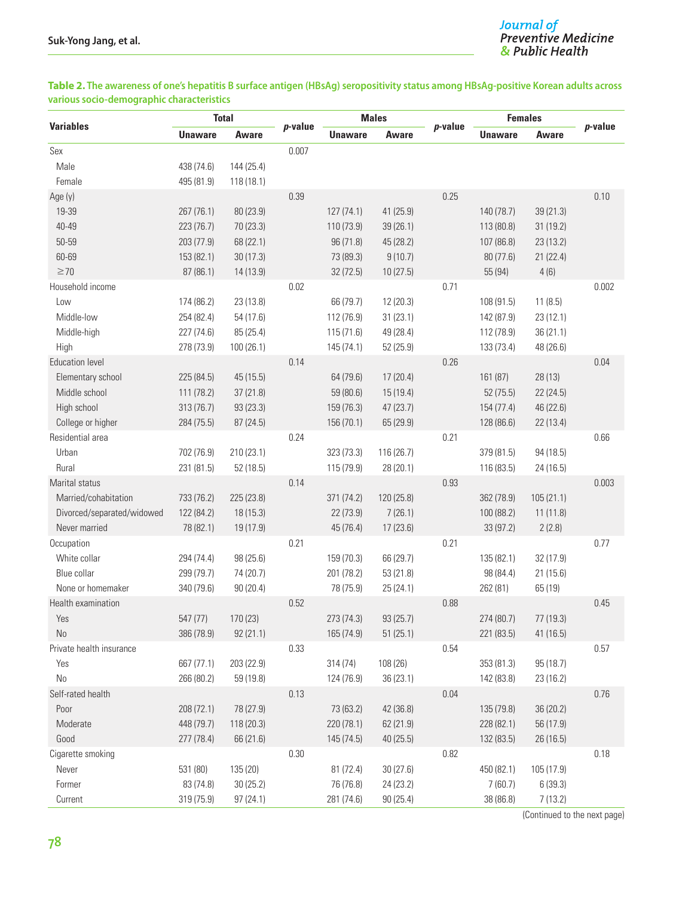**Table 2.** The awareness of one's hepatitis B surface antigen (HBsAg) seropositivity status among HBsAg-positive Korean adults across various socio-demographic characteristics

| Variables | Total | | *p*-value | Males | | *p*-value | Females | | *p*-value |
|---|---|---|---|---|---|---|---|---|---|
| | Unaware | Aware | | Unaware | Aware | | Unaware | Aware | |
| Sex | | | 0.007 | | | | | | |
| Male | 438 (74.6) | 144 (25.4) | | | | | | | |
| Female | 495 (81.9) | 118 (18.1) | | | | | | | |
| Age (y) | | | 0.39 | | | 0.25 | | | 0.10 |
| 19-39 | 267 (76.1) | 80 (23.9) | | 127 (74.1) | 41 (25.9) | | 140 (78.7) | 39 (21.3) | |
| 40-49 | 223 (76.7) | 70 (23.3) | | 110 (73.9) | 39 (26.1) | | 113 (80.8) | 31 (19.2) | |
| 50-59 | 203 (77.9) | 68 (22.1) | | 96 (71.8) | 45 (28.2) | | 107 (86.8) | 23 (13.2) | |
| 60-69 | 153 (82.1) | 30 (17.3) | | 73 (89.3) | 9 (10.7) | | 80 (77.6) | 21 (22.4) | |
| ≥70 | 87 (86.1) | 14 (13.9) | | 32 (72.5) | 10 (27.5) | | 55 (94) | 4 (6) | |
| Household income | | | 0.02 | | | 0.71 | | | 0.002 |
| Low | 174 (86.2) | 23 (13.8) | | 66 (79.7) | 12 (20.3) | | 108 (91.5) | 11 (8.5) | |
| Middle-low | 254 (82.4) | 54 (17.6) | | 112 (76.9) | 31 (23.1) | | 142 (87.9) | 23 (12.1) | |
| Middle-high | 227 (74.6) | 85 (25.4) | | 115 (71.6) | 49 (28.4) | | 112 (78.9) | 36 (21.1) | |
| High | 278 (73.9) | 100 (26.1) | | 145 (74.1) | 52 (25.9) | | 133 (73.4) | 48 (26.6) | |
| Education level | | | 0.14 | | | 0.26 | | | 0.04 |
| Elementary school | 225 (84.5) | 45 (15.5) | | 64 (79.6) | 17 (20.4) | | 161 (87) | 28 (13) | |
| Middle school | 111 (78.2) | 37 (21.8) | | 59 (80.6) | 15 (19.4) | | 52 (75.5) | 22 (24.5) | |
| High school | 313 (76.7) | 93 (23.3) | | 159 (76.3) | 47 (23.7) | | 154 (77.4) | 46 (22.6) | |
| College or higher | 284 (75.5) | 87 (24.5) | | 156 (70.1) | 65 (29.9) | | 128 (86.6) | 22 (13.4) | |
| Residential area | | | 0.24 | | | 0.21 | | | 0.66 |
| Urban | 702 (76.9) | 210 (23.1) | | 323 (73.3) | 116 (26.7) | | 379 (81.5) | 94 (18.5) | |
| Rural | 231 (81.5) | 52 (18.5) | | 115 (79.9) | 28 (20.1) | | 116 (83.5) | 24 (16.5) | |
| Marital status | | | 0.14 | | | 0.93 | | | 0.003 |
| Married/cohabitation | 733 (76.2) | 225 (23.8) | | 371 (74.2) | 120 (25.8) | | 362 (78.9) | 105 (21.1) | |
| Divorced/separated/widowed | 122 (84.2) | 18 (15.3) | | 22 (73.9) | 7 (26.1) | | 100 (88.2) | 11 (11.8) | |
| Never married | 78 (82.1) | 19 (17.9) | | 45 (76.4) | 17 (23.6) | | 33 (97.2) | 2 (2.8) | |
| Occupation | | | 0.21 | | | 0.21 | | | 0.77 |
| White collar | 294 (74.4) | 98 (25.6) | | 159 (70.3) | 66 (29.7) | | 135 (82.1) | 32 (17.9) | |
| Blue collar | 299 (79.7) | 74 (20.7) | | 201 (78.2) | 53 (21.8) | | 98 (84.4) | 21 (15.6) | |
| None or homemaker | 340 (79.6) | 90 (20.4) | | 78 (75.9) | 25 (24.1) | | 262 (81) | 65 (19) | |
| Health examination | | | 0.52 | | | 0.88 | | | 0.45 |
| Yes | 547 (77) | 170 (23) | | 273 (74.3) | 93 (25.7) | | 274 (80.7) | 77 (19.3) | |
| No | 386 (78.9) | 92 (21.1) | | 165 (74.9) | 51 (25.1) | | 221 (83.5) | 41 (16.5) | |
| Private health insurance | | | 0.33 | | | 0.54 | | | 0.57 |
| Yes | 667 (77.1) | 203 (22.9) | | 314 (74) | 108 (26) | | 353 (81.3) | 95 (18.7) | |
| No | 266 (80.2) | 59 (19.8) | | 124 (76.9) | 36 (23.1) | | 142 (83.8) | 23 (16.2) | |
| Self-rated health | | | 0.13 | | | 0.04 | | | 0.76 |
| Poor | 208 (72.1) | 78 (27.9) | | 73 (63.2) | 42 (36.8) | | 135 (79.8) | 36 (20.2) | |
| Moderate | 448 (79.7) | 118 (20.3) | | 220 (78.1) | 62 (21.9) | | 228 (82.1) | 56 (17.9) | |
| Good | 277 (78.4) | 66 (21.6) | | 145 (74.5) | 40 (25.5) | | 132 (83.5) | 26 (16.5) | |
| Cigarette smoking | | | 0.30 | | | 0.82 | | | 0.18 |
| Never | 531 (80) | 135 (20) | | 81 (72.4) | 30 (27.6) | | 450 (82.1) | 105 (17.9) | |
| Former | 83 (74.8) | 30 (25.2) | | 76 (76.8) | 24 (23.2) | | 7 (60.7) | 6 (39.3) | |
| Current | 319 (75.9) | 97 (24.1) | | 281 (74.6) | 90 (25.4) | | 38 (86.8) | 7 (13.2) | |

(Continued to the next page)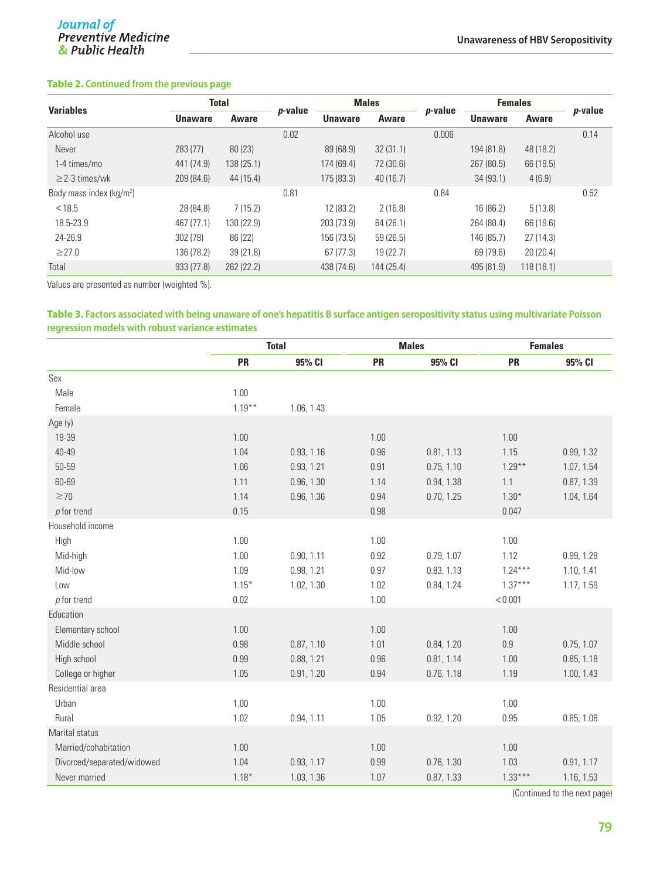**Table 2.** Continued from the previous page

| Variables | Total | | *p*-value | Males | | *p*-value | Females | | *p*-value |
|---|---|---|---|---|---|---|---|---|---|
| | Unaware | Aware | | Unaware | Aware | | Unaware | Aware | |
| Alcohol use | | | 0.02 | | | 0.006 | | | 0.14 |
| Never | 283 (77) | 80 (23) | | 89 (68.9) | 32 (31.1) | | 194 (81.8) | 48 (18.2) | |
| 1-4 times/mo | 441 (74.9) | 138 (25.1) | | 174 (69.4) | 72 (30.6) | | 267 (80.5) | 66 (19.5) | |
| ≥2-3 times/wk | 209 (84.6) | 44 (15.4) | | 175 (83.3) | 40 (16.7) | | 34 (93.1) | 4 (6.9) | |
| Body mass index (kg/m$^2$) | | | 0.81 | | | 0.84 | | | 0.52 |
| <18.5 | 28 (84.8) | 7 (15.2) | | 12 (83.2) | 2 (16.8) | | 16 (86.2) | 5 (13.8) | |
| 18.5-23.9 | 467 (77.1) | 130 (22.9) | | 203 (73.9) | 64 (26.1) | | 264 (80.4) | 66 (19.6) | |
| 24-26.9 | 302 (78) | 86 (22) | | 156 (73.5) | 59 (26.5) | | 146 (85.7) | 27 (14.3) | |
| ≥27.0 | 136 (78.2) | 39 (21.8) | | 67 (77.3) | 19 (22.7) | | 69 (79.6) | 20 (20.4) | |
| Total | 933 (77.8) | 262 (22.2) | | 438 (74.6) | 144 (25.4) | | 495 (81.9) | 118 (18.1) | |

Values are presented as number (weighted %).

**Table 3.** Factors associated with being unaware of one's hepatitis B surface antigen seropositivity status using multivariate Poisson regression models with robust variance estimates

| | Total | | Males | | Females | |
|---|---|---|---|---|---|---|
| | PR | 95% CI | PR | 95% CI | PR | 95% CI |
| Sex | | | | | | |
| Male | 1.00 | | | | | |
| Female | 1.19** | 1.06, 1.43 | | | | |
| Age (y) | | | | | | |
| 19-39 | 1.00 | | 1.00 | | 1.00 | |
| 40-49 | 1.04 | 0.93, 1.16 | 0.96 | 0.81, 1.13 | 1.15 | 0.99, 1.32 |
| 50-59 | 1.06 | 0.93, 1.21 | 0.91 | 0.75, 1.10 | 1.29** | 1.07, 1.54 |
| 60-69 | 1.11 | 0.96, 1.30 | 1.14 | 0.94, 1.38 | 1.1 | 0.87, 1.39 |
| ≥70 | 1.14 | 0.96, 1.36 | 0.94 | 0.70, 1.25 | 1.30* | 1.04, 1.64 |
| *p* for trend | 0.15 | | 0.98 | | 0.047 | |
| Household income | | | | | | |
| High | 1.00 | | 1.00 | | 1.00 | |
| Mid-high | 1.00 | 0.90, 1.11 | 0.92 | 0.79, 1.07 | 1.12 | 0.99, 1.28 |
| Mid-low | 1.09 | 0.98, 1.21 | 0.97 | 0.83, 1.13 | 1.24*** | 1.10, 1.41 |
| Low | 1.15* | 1.02, 1.30 | 1.02 | 0.84, 1.24 | 1.37*** | 1.17, 1.59 |
| *p* for trend | 0.02 | | 1.00 | | <0.001 | |
| Education | | | | | | |
| Elementary school | 1.00 | | 1.00 | | 1.00 | |
| Middle school | 0.98 | 0.87, 1.10 | 1.01 | 0.84, 1.20 | 0.9 | 0.75, 1.07 |
| High school | 0.99 | 0.88, 1.21 | 0.96 | 0.81, 1.14 | 1.00 | 0.85, 1.18 |
| College or higher | 1.05 | 0.91, 1.20 | 0.94 | 0.76, 1.18 | 1.19 | 1.00, 1.43 |
| Residential area | | | | | | |
| Urban | 1.00 | | 1.00 | | 1.00 | |
| Rural | 1.02 | 0.94, 1.11 | 1.05 | 0.92, 1.20 | 0.95 | 0.85, 1.06 |
| Marital status | | | | | | |
| Married/cohabitation | 1.00 | | 1.00 | | 1.00 | |
| Divorced/separated/widowed | 1.04 | 0.93, 1.17 | 0.99 | 0.76, 1.30 | 1.03 | 0.91, 1.17 |
| Never married | 1.18* | 1.03, 1.36 | 1.07 | 0.87, 1.33 | 1.33*** | 1.16, 1.53 |

(Continued to the next page)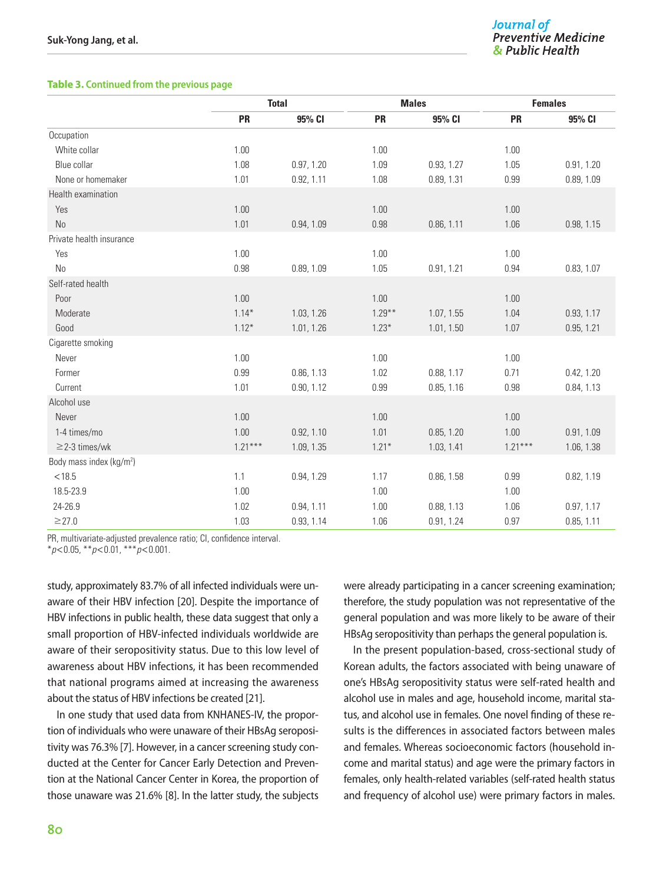**Table 3. Continued from the previous page**

| | Total | | Males | | Females | |
|---|---|---|---|---|---|---|
| | PR | 95% CI | PR | 95% CI | PR | 95% CI |
| Occupation | | | | | | |
| White collar | 1.00 | | 1.00 | | 1.00 | |
| Blue collar | 1.08 | 0.97, 1.20 | 1.09 | 0.93, 1.27 | 1.05 | 0.91, 1.20 |
| None or homemaker | 1.01 | 0.92, 1.11 | 1.08 | 0.89, 1.31 | 0.99 | 0.89, 1.09 |
| Health examination | | | | | | |
| Yes | 1.00 | | 1.00 | | 1.00 | |
| No | 1.01 | 0.94, 1.09 | 0.98 | 0.86, 1.11 | 1.06 | 0.98, 1.15 |
| Private health insurance | | | | | | |
| Yes | 1.00 | | 1.00 | | 1.00 | |
| No | 0.98 | 0.89, 1.09 | 1.05 | 0.91, 1.21 | 0.94 | 0.83, 1.07 |
| Self-rated health | | | | | | |
| Poor | 1.00 | | 1.00 | | 1.00 | |
| Moderate | 1.14* | 1.03, 1.26 | 1.29** | 1.07, 1.55 | 1.04 | 0.93, 1.17 |
| Good | 1.12* | 1.01, 1.26 | 1.23* | 1.01, 1.50 | 1.07 | 0.95, 1.21 |
| Cigarette smoking | | | | | | |
| Never | 1.00 | | 1.00 | | 1.00 | |
| Former | 0.99 | 0.86, 1.13 | 1.02 | 0.88, 1.17 | 0.71 | 0.42, 1.20 |
| Current | 1.01 | 0.90, 1.12 | 0.99 | 0.85, 1.16 | 0.98 | 0.84, 1.13 |
| Alcohol use | | | | | | |
| Never | 1.00 | | 1.00 | | 1.00 | |
| 1-4 times/mo | 1.00 | 0.92, 1.10 | 1.01 | 0.85, 1.20 | 1.00 | 0.91, 1.09 |
| ≥2-3 times/wk | 1.21*** | 1.09, 1.35 | 1.21* | 1.03, 1.41 | 1.21*** | 1.06, 1.38 |
| Body mass index (kg/m$^2$) | | | | | | |
| <18.5 | 1.1 | 0.94, 1.29 | 1.17 | 0.86, 1.58 | 0.99 | 0.82, 1.19 |
| 18.5-23.9 | 1.00 | | 1.00 | | 1.00 | |
| 24-26.9 | 1.02 | 0.94, 1.11 | 1.00 | 0.88, 1.13 | 1.06 | 0.97, 1.17 |
| ≥27.0 | 1.03 | 0.93, 1.14 | 1.06 | 0.91, 1.24 | 0.97 | 0.85, 1.11 |

PR, multivariate-adjusted prevalence ratio; CI, confidence interval.
*$p<0.05$, **$p<0.01$, ***$p<0.001$.

study, approximately 83.7% of all infected individuals were unaware of their HBV infection [20]. Despite the importance of HBV infections in public health, these data suggest that only a small proportion of HBV-infected individuals worldwide are aware of their seropositivity status. Due to this low level of awareness about HBV infections, it has been recommended that national programs aimed at increasing the awareness about the status of HBV infections be created [21].

In one study that used data from KNHANES-IV, the proportion of individuals who were unaware of their HBsAg seropositivity was 76.3% [7]. However, in a cancer screening study conducted at the Center for Cancer Early Detection and Prevention at the National Cancer Center in Korea, the proportion of those unaware was 21.6% [8]. In the latter study, the subjects were already participating in a cancer screening examination; therefore, the study population was not representative of the general population and was more likely to be aware of their HBsAg seropositivity than perhaps the general population is.

In the present population-based, cross-sectional study of Korean adults, the factors associated with being unaware of one's HBsAg seropositivity status were self-rated health and alcohol use in males and age, household income, marital status, and alcohol use in females. One novel finding of these results is the differences in associated factors between males and females. Whereas socioeconomic factors (household income and marital status) and age were the primary factors in females, only health-related variables (self-rated health status and frequency of alcohol use) were primary factors in males.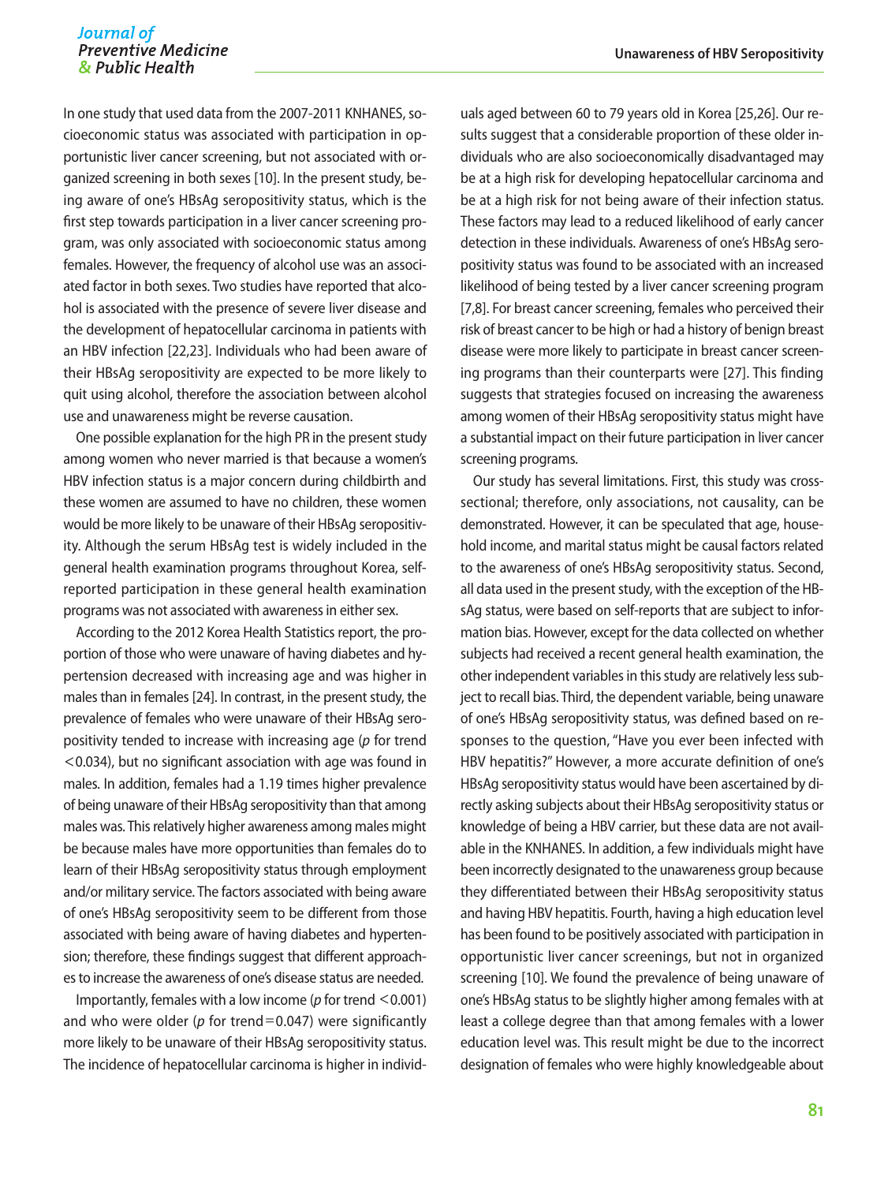In one study that used data from the 2007-2011 KNHANES, socioeconomic status was associated with participation in opportunistic liver cancer screening, but not associated with organized screening in both sexes [10]. In the present study, being aware of one's HBsAg seropositivity status, which is the first step towards participation in a liver cancer screening program, was only associated with socioeconomic status among females. However, the frequency of alcohol use was an associated factor in both sexes. Two studies have reported that alcohol is associated with the presence of severe liver disease and the development of hepatocellular carcinoma in patients with an HBV infection [22,23]. Individuals who had been aware of their HBsAg seropositivity are expected to be more likely to quit using alcohol, therefore the association between alcohol use and unawareness might be reverse causation.

One possible explanation for the high PR in the present study among women who never married is that because a women's HBV infection status is a major concern during childbirth and these women are assumed to have no children, these women would be more likely to be unaware of their HBsAg seropositivity. Although the serum HBsAg test is widely included in the general health examination programs throughout Korea, self-reported participation in these general health examination programs was not associated with awareness in either sex.

According to the 2012 Korea Health Statistics report, the proportion of those who were unaware of having diabetes and hypertension decreased with increasing age and was higher in males than in females [24]. In contrast, in the present study, the prevalence of females who were unaware of their HBsAg seropositivity tended to increase with increasing age ($p$ for trend $<0.034$), but no significant association with age was found in males. In addition, females had a 1.19 times higher prevalence of being unaware of their HBsAg seropositivity than that among males was. This relatively higher awareness among males might be because males have more opportunities than females do to learn of their HBsAg seropositivity status through employment and/or military service. The factors associated with being aware of one's HBsAg seropositivity seem to be different from those associated with being aware of having diabetes and hypertension; therefore, these findings suggest that different approaches to increase the awareness of one's disease status are needed.

Importantly, females with a low income ($p$ for trend $<0.001$) and who were older ($p$ for trend $=0.047$) were significantly more likely to be unaware of their HBsAg seropositivity status. The incidence of hepatocellular carcinoma is higher in individuals aged between 60 to 79 years old in Korea [25,26]. Our results suggest that a considerable proportion of these older individuals who are also socioeconomically disadvantaged may be at a high risk for developing hepatocellular carcinoma and be at a high risk for not being aware of their infection status. These factors may lead to a reduced likelihood of early cancer detection in these individuals. Awareness of one's HBsAg seropositivity status was found to be associated with an increased likelihood of being tested by a liver cancer screening program [7,8]. For breast cancer screening, females who perceived their risk of breast cancer to be high or had a history of benign breast disease were more likely to participate in breast cancer screening programs than their counterparts were [27]. This finding suggests that strategies focused on increasing the awareness among women of their HBsAg seropositivity status might have a substantial impact on their future participation in liver cancer screening programs.

Our study has several limitations. First, this study was cross-sectional; therefore, only associations, not causality, can be demonstrated. However, it can be speculated that age, household income, and marital status might be causal factors related to the awareness of one's HBsAg seropositivity status. Second, all data used in the present study, with the exception of the HBsAg status, were based on self-reports that are subject to information bias. However, except for the data collected on whether subjects had received a recent general health examination, the other independent variables in this study are relatively less subject to recall bias. Third, the dependent variable, being unaware of one's HBsAg seropositivity status, was defined based on responses to the question, "Have you ever been infected with HBV hepatitis?" However, a more accurate definition of one's HBsAg seropositivity status would have been ascertained by directly asking subjects about their HBsAg seropositivity status or knowledge of being a HBV carrier, but these data are not available in the KNHANES. In addition, a few individuals might have been incorrectly designated to the unawareness group because they differentiated between their HBsAg seropositivity status and having HBV hepatitis. Fourth, having a high education level has been found to be positively associated with participation in opportunistic liver cancer screenings, but not in organized screening [10]. We found the prevalence of being unaware of one's HBsAg status to be slightly higher among females with at least a college degree than that among females with a lower education level was. This result might be due to the incorrect designation of females who were highly knowledgeable about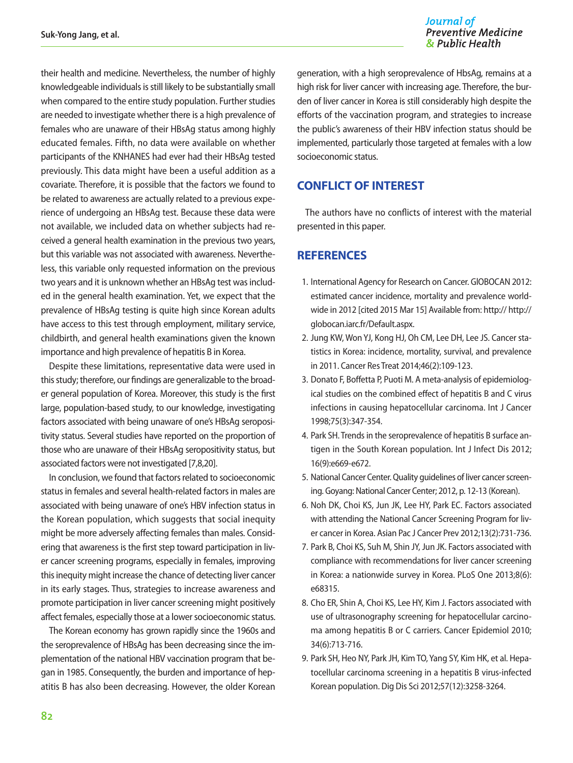their health and medicine. Nevertheless, the number of highly knowledgeable individuals is still likely to be substantially small when compared to the entire study population. Further studies are needed to investigate whether there is a high prevalence of females who are unaware of their HBsAg status among highly educated females. Fifth, no data were available on whether participants of the KNHANES had ever had their HBsAg tested previously. This data might have been a useful addition as a covariate. Therefore, it is possible that the factors we found to be related to awareness are actually related to a previous experience of undergoing an HBsAg test. Because these data were not available, we included data on whether subjects had received a general health examination in the previous two years, but this variable was not associated with awareness. Nevertheless, this variable only requested information on the previous two years and it is unknown whether an HBsAg test was included in the general health examination. Yet, we expect that the prevalence of HBsAg testing is quite high since Korean adults have access to this test through employment, military service, childbirth, and general health examinations given the known importance and high prevalence of hepatitis B in Korea.

Despite these limitations, representative data were used in this study; therefore, our findings are generalizable to the broader general population of Korea. Moreover, this study is the first large, population-based study, to our knowledge, investigating factors associated with being unaware of one's HBsAg seropositivity status. Several studies have reported on the proportion of those who are unaware of their HBsAg seropositivity status, but associated factors were not investigated [7,8,20].

In conclusion, we found that factors related to socioeconomic status in females and several health-related factors in males are associated with being unaware of one's HBV infection status in the Korean population, which suggests that social inequity might be more adversely affecting females than males. Considering that awareness is the first step toward participation in liver cancer screening programs, especially in females, improving this inequity might increase the chance of detecting liver cancer in its early stages. Thus, strategies to increase awareness and promote participation in liver cancer screening might positively affect females, especially those at a lower socioeconomic status.

The Korean economy has grown rapidly since the 1960s and the seroprevalence of HBsAg has been decreasing since the implementation of the national HBV vaccination program that began in 1985. Consequently, the burden and importance of hepatitis B has also been decreasing. However, the older Korean generation, with a high seroprevalence of HbsAg, remains at a high risk for liver cancer with increasing age. Therefore, the burden of liver cancer in Korea is still considerably high despite the efforts of the vaccination program, and strategies to increase the public's awareness of their HBV infection status should be implemented, particularly those targeted at females with a low socioeconomic status.

## CONFLICT OF INTEREST

The authors have no conflicts of interest with the material presented in this paper.

## REFERENCES

1. International Agency for Research on Cancer. GlOBOCAN 2012: estimated cancer incidence, mortality and prevalence worldwide in 2012 [cited 2015 Mar 15] Available from: http:// http://globocan.iarc.fr/Default.aspx.
2. Jung KW, Won YJ, Kong HJ, Oh CM, Lee DH, Lee JS. Cancer statistics in Korea: incidence, mortality, survival, and prevalence in 2011. Cancer Res Treat 2014;46(2):109-123.
3. Donato F, Boffetta P, Puoti M. A meta-analysis of epidemiological studies on the combined effect of hepatitis B and C virus infections in causing hepatocellular carcinoma. Int J Cancer 1998;75(3):347-354.
4. Park SH. Trends in the seroprevalence of hepatitis B surface antigen in the South Korean population. Int J Infect Dis 2012; 16(9):e669-e672.
5. National Cancer Center. Quality guidelines of liver cancer screening. Goyang: National Cancer Center; 2012, p. 12-13 (Korean).
6. Noh DK, Choi KS, Jun JK, Lee HY, Park EC. Factors associated with attending the National Cancer Screening Program for liver cancer in Korea. Asian Pac J Cancer Prev 2012;13(2):731-736.
7. Park B, Choi KS, Suh M, Shin JY, Jun JK. Factors associated with compliance with recommendations for liver cancer screening in Korea: a nationwide survey in Korea. PLoS One 2013;8(6): e68315.
8. Cho ER, Shin A, Choi KS, Lee HY, Kim J. Factors associated with use of ultrasonography screening for hepatocellular carcinoma among hepatitis B or C carriers. Cancer Epidemiol 2010; 34(6):713-716.
9. Park SH, Heo NY, Park JH, Kim TO, Yang SY, Kim HK, et al. Hepatocellular carcinoma screening in a hepatitis B virus-infected Korean population. Dig Dis Sci 2012;57(12):3258-3264.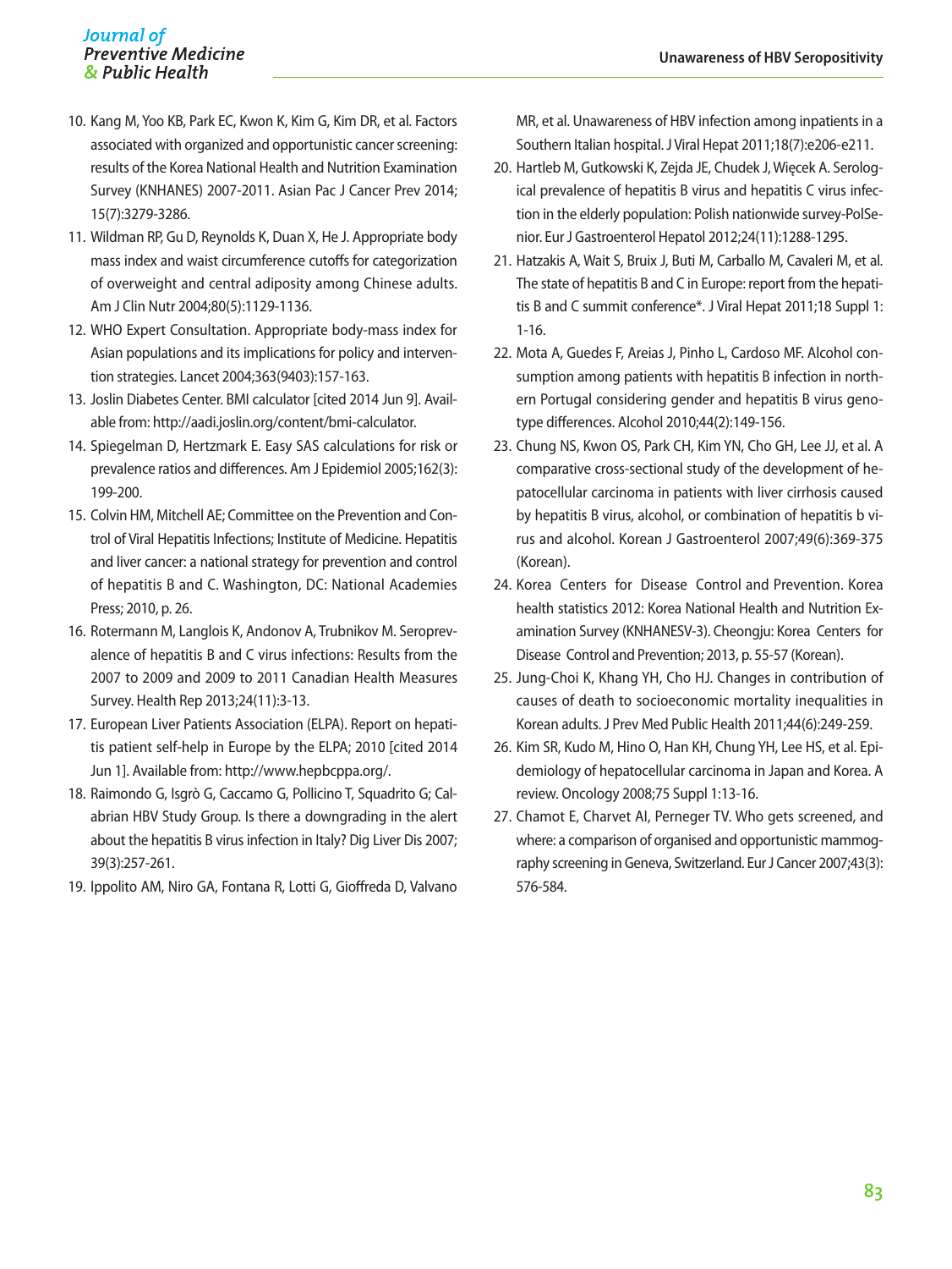10. Kang M, Yoo KB, Park EC, Kwon K, Kim G, Kim DR, et al. Factors associated with organized and opportunistic cancer screening: results of the Korea National Health and Nutrition Examination Survey (KNHANES) 2007-2011. Asian Pac J Cancer Prev 2014; 15(7):3279-3286.
11. Wildman RP, Gu D, Reynolds K, Duan X, He J. Appropriate body mass index and waist circumference cutoffs for categorization of overweight and central adiposity among Chinese adults. Am J Clin Nutr 2004;80(5):1129-1136.
12. WHO Expert Consultation. Appropriate body-mass index for Asian populations and its implications for policy and intervention strategies. Lancet 2004;363(9403):157-163.
13. Joslin Diabetes Center. BMI calculator [cited 2014 Jun 9]. Available from: http://aadi.joslin.org/content/bmi-calculator.
14. Spiegelman D, Hertzmark E. Easy SAS calculations for risk or prevalence ratios and differences. Am J Epidemiol 2005;162(3): 199-200.
15. Colvin HM, Mitchell AE; Committee on the Prevention and Control of Viral Hepatitis Infections; Institute of Medicine. Hepatitis and liver cancer: a national strategy for prevention and control of hepatitis B and C. Washington, DC: National Academies Press; 2010, p. 26.
16. Rotermann M, Langlois K, Andonov A, Trubnikov M. Seroprevalence of hepatitis B and C virus infections: Results from the 2007 to 2009 and 2009 to 2011 Canadian Health Measures Survey. Health Rep 2013;24(11):3-13.
17. European Liver Patients Association (ELPA). Report on hepatitis patient self-help in Europe by the ELPA; 2010 [cited 2014 Jun 1]. Available from: http://www.hepbcppa.org/.
18. Raimondo G, Isgrò G, Caccamo G, Pollicino T, Squadrito G; Calabrian HBV Study Group. Is there a downgrading in the alert about the hepatitis B virus infection in Italy? Dig Liver Dis 2007; 39(3):257-261.
19. Ippolito AM, Niro GA, Fontana R, Lotti G, Gioffreda D, Valvano MR, et al. Unawareness of HBV infection among inpatients in a Southern Italian hospital. J Viral Hepat 2011;18(7):e206-e211.
20. Hartleb M, Gutkowski K, Zejda JE, Chudek J, Więcek A. Serological prevalence of hepatitis B virus and hepatitis C virus infection in the elderly population: Polish nationwide survey-PolSenior. Eur J Gastroenterol Hepatol 2012;24(11):1288-1295.
21. Hatzakis A, Wait S, Bruix J, Buti M, Carballo M, Cavaleri M, et al. The state of hepatitis B and C in Europe: report from the hepatitis B and C summit conference*. J Viral Hepat 2011;18 Suppl 1: 1-16.
22. Mota A, Guedes F, Areias J, Pinho L, Cardoso MF. Alcohol consumption among patients with hepatitis B infection in northern Portugal considering gender and hepatitis B virus genotype differences. Alcohol 2010;44(2):149-156.
23. Chung NS, Kwon OS, Park CH, Kim YN, Cho GH, Lee JJ, et al. A comparative cross-sectional study of the development of hepatocellular carcinoma in patients with liver cirrhosis caused by hepatitis B virus, alcohol, or combination of hepatitis b virus and alcohol. Korean J Gastroenterol 2007;49(6):369-375 (Korean).
24. Korea Centers for Disease Control and Prevention. Korea health statistics 2012: Korea National Health and Nutrition Examination Survey (KNHANESV-3). Cheongju: Korea Centers for Disease Control and Prevention; 2013, p. 55-57 (Korean).
25. Jung-Choi K, Khang YH, Cho HJ. Changes in contribution of causes of death to socioeconomic mortality inequalities in Korean adults. J Prev Med Public Health 2011;44(6):249-259.
26. Kim SR, Kudo M, Hino O, Han KH, Chung YH, Lee HS, et al. Epidemiology of hepatocellular carcinoma in Japan and Korea. A review. Oncology 2008;75 Suppl 1:13-16.
27. Chamot E, Charvet AI, Perneger TV. Who gets screened, and where: a comparison of organised and opportunistic mammography screening in Geneva, Switzerland. Eur J Cancer 2007;43(3): 576-584.